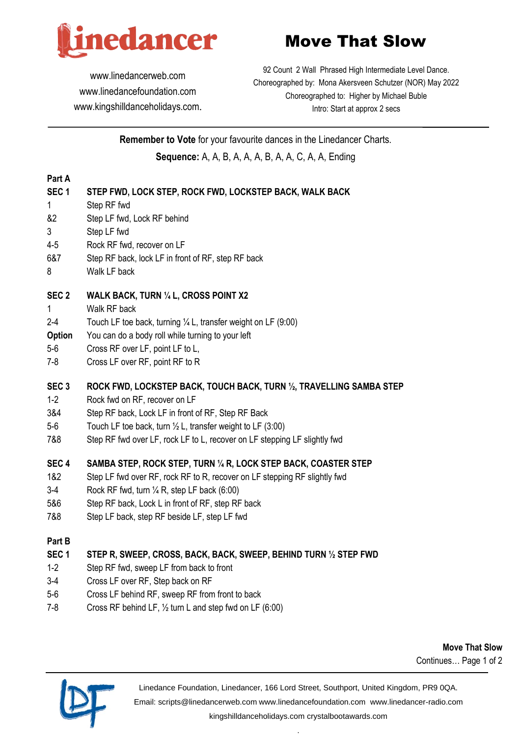# Move That Slow

Linedancer

www.linedancerweb.com
www.linedancefoundation.com
www.kingshilldanceholidays.com.

92 Count 2 Wall Phrased High Intermediate Level Dance.
Choreographed by: Mona Akersveen Schutzer (NOR) May 2022
Choreographed to: Higher by Michael Buble
Intro: Start at approx 2 secs

**Remember to Vote** for your favourite dances in the Linedancer Charts.

**Sequence:** A, A, B, A, A, A, B, A, A, C, A, A, Ending

## Part A

### SEC 1 STEP FWD, LOCK STEP, ROCK FWD, LOCKSTEP BACK, WALK BACK

| | |
|---|---|
| 1 | Step RF fwd |
| &2 | Step LF fwd, Lock RF behind |
| 3 | Step LF fwd |
| 4-5 | Rock RF fwd, recover on LF |
| 6&7 | Step RF back, lock LF in front of RF, step RF back |
| 8 | Walk LF back |

### SEC 2 WALK BACK, TURN ¼ L, CROSS POINT X2

| | |
|---|---|
| 1 | Walk RF back |
| 2-4 | Touch LF toe back, turning ¼ L, transfer weight on LF (9:00) |
| **Option** | You can do a body roll while turning to your left |
| 5-6 | Cross RF over LF, point LF to L, |
| 7-8 | Cross LF over RF, point RF to R |

### SEC 3 ROCK FWD, LOCKSTEP BACK, TOUCH BACK, TURN ½, TRAVELLING SAMBA STEP

| | |
|---|---|
| 1-2 | Rock fwd on RF, recover on LF |
| 3&4 | Step RF back, Lock LF in front of RF, Step RF Back |
| 5-6 | Touch LF toe back, turn ½ L, transfer weight to LF (3:00) |
| 7&8 | Step RF fwd over LF, rock LF to L, recover on LF stepping LF slightly fwd |

### SEC 4 SAMBA STEP, ROCK STEP, TURN ¼ R, LOCK STEP BACK, COASTER STEP

| | |
|---|---|
| 1&2 | Step LF fwd over RF, rock RF to R, recover on LF stepping RF slightly fwd |
| 3-4 | Rock RF fwd, turn ¼ R, step LF back (6:00) |
| 5&6 | Step RF back, Lock L in front of RF, step RF back |
| 7&8 | Step LF back, step RF beside LF, step LF fwd |

## Part B

### SEC 1 STEP R, SWEEP, CROSS, BACK, BACK, SWEEP, BEHIND TURN ½ STEP FWD

| | |
|---|---|
| 1-2 | Step RF fwd, sweep LF from back to front |
| 3-4 | Cross LF over RF, Step back on RF |
| 5-6 | Cross LF behind RF, sweep RF from front to back |
| 7-8 | Cross RF behind LF, ½ turn L and step fwd on LF (6:00) |

Move That Slow
Continues…

Linedance Foundation, Linedancer, 166 Lord Street, Southport, United Kingdom, PR9 0QA.
Email: scripts@linedancerweb.com www.linedancefoundation.com www.linedancer-radio.com
kingshilldanceholidays.com crystalbootawards.com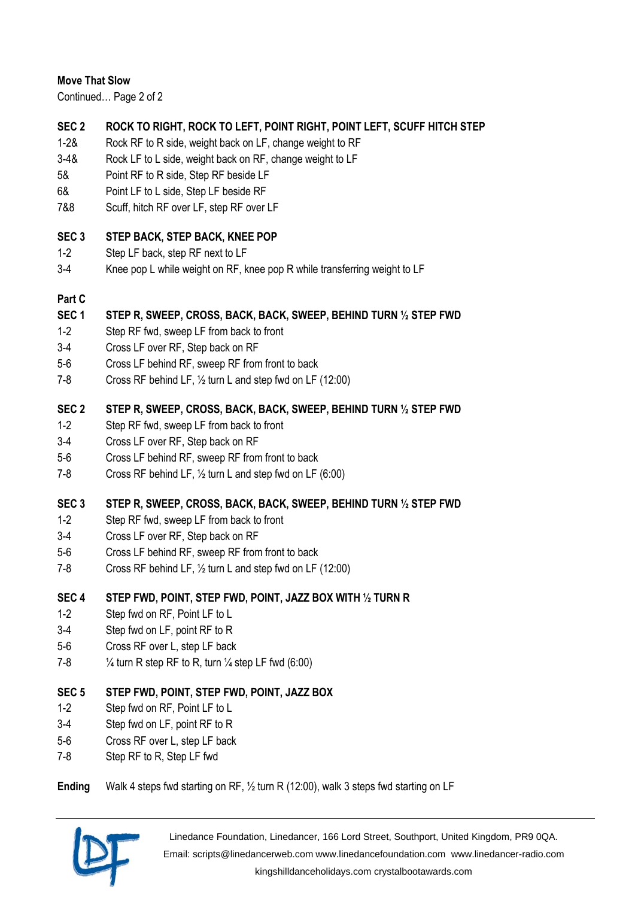**Move That Slow**

Continued… Page 2 of 2

**SEC 2 ROCK TO RIGHT, ROCK TO LEFT, POINT RIGHT, POINT LEFT, SCUFF HITCH STEP**

| | |
|---|---|
| 1-2& | Rock RF to R side, weight back on LF, change weight to RF |
| 3-4& | Rock LF to L side, weight back on RF, change weight to LF |
| 5& | Point RF to R side, Step RF beside LF |
| 6& | Point LF to L side, Step LF beside RF |
| 7&8 | Scuff, hitch RF over LF, step RF over LF |

**SEC 3 STEP BACK, STEP BACK, KNEE POP**

| | |
|---|---|
| 1-2 | Step LF back, step RF next to LF |
| 3-4 | Knee pop L while weight on RF, knee pop R while transferring weight to LF |

**Part C**

**SEC 1 STEP R, SWEEP, CROSS, BACK, BACK, SWEEP, BEHIND TURN ½ STEP FWD**

| | |
|---|---|
| 1-2 | Step RF fwd, sweep LF from back to front |
| 3-4 | Cross LF over RF, Step back on RF |
| 5-6 | Cross LF behind RF, sweep RF from front to back |
| 7-8 | Cross RF behind LF, ½ turn L and step fwd on LF (12:00) |

**SEC 2 STEP R, SWEEP, CROSS, BACK, BACK, SWEEP, BEHIND TURN ½ STEP FWD**

| | |
|---|---|
| 1-2 | Step RF fwd, sweep LF from back to front |
| 3-4 | Cross LF over RF, Step back on RF |
| 5-6 | Cross LF behind RF, sweep RF from front to back |
| 7-8 | Cross RF behind LF, ½ turn L and step fwd on LF (6:00) |

**SEC 3 STEP R, SWEEP, CROSS, BACK, BACK, SWEEP, BEHIND TURN ½ STEP FWD**

| | |
|---|---|
| 1-2 | Step RF fwd, sweep LF from back to front |
| 3-4 | Cross LF over RF, Step back on RF |
| 5-6 | Cross LF behind RF, sweep RF from front to back |
| 7-8 | Cross RF behind LF, ½ turn L and step fwd on LF (12:00) |

**SEC 4 STEP FWD, POINT, STEP FWD, POINT, JAZZ BOX WITH ½ TURN R**

| | |
|---|---|
| 1-2 | Step fwd on RF, Point LF to L |
| 3-4 | Step fwd on LF, point RF to R |
| 5-6 | Cross RF over L, step LF back |
| 7-8 | ¼ turn R step RF to R, turn ¼ step LF fwd (6:00) |

**SEC 5 STEP FWD, POINT, STEP FWD, POINT, JAZZ BOX**

| | |
|---|---|
| 1-2 | Step fwd on RF, Point LF to L |
| 3-4 | Step fwd on LF, point RF to R |
| 5-6 | Cross RF over L, step LF back |
| 7-8 | Step RF to R, Step LF fwd |

**Ending** Walk 4 steps fwd starting on RF, ½ turn R (12:00), walk 3 steps fwd starting on LF

Linedance Foundation, Linedancer, 166 Lord Street, Southport, United Kingdom, PR9 0QA.
Email: scripts@linedancerweb.com www.linedancefoundation.com www.linedancer-radio.com
kingshilldanceholidays.com crystalbootawards.com